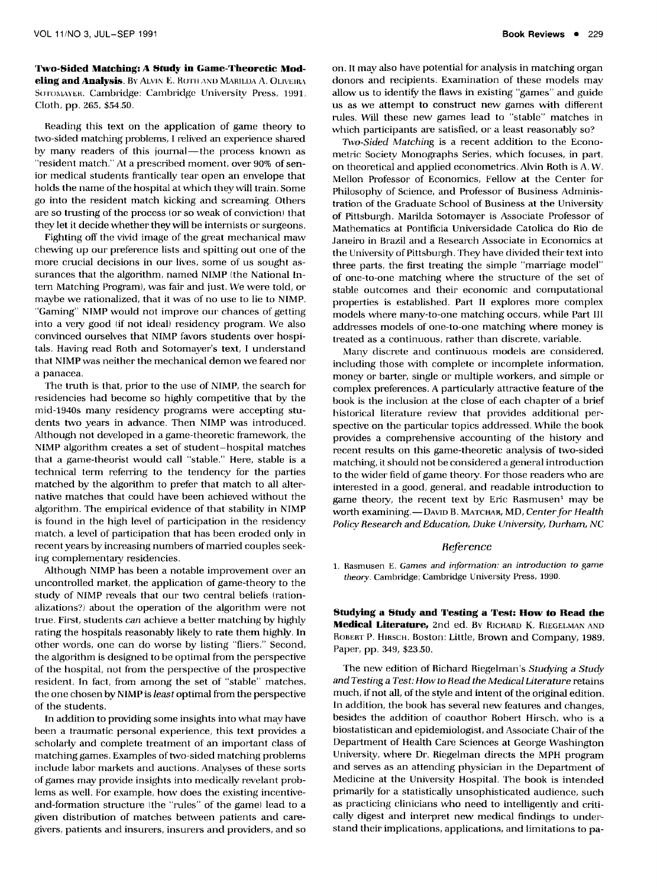**Two-Sided Matching: A Study in Game-Theoretic Modeling and Analysis.** By Alvin E. Roth and Marilda A. Oliveira Sotomayer. Cambridge: Cambridge University Press, 1991. Cloth, pp. 265, $54.50.

Reading this text on the application of game theory to two-sided matching problems, I relived an experience shared by many readers of this journal—the process known as "resident match." At a prescribed moment, over 90% of senior medical students frantically tear open an envelope that holds the name of the hospital at which they will train. Some go into the resident match kicking and screaming. Others are so trusting of the process (or so weak of conviction) that they let it decide whether they will be internists or surgeons.

Fighting off the vivid image of the great mechanical maw chewing up our preference lists and spitting out one of the more crucial decisions in our lives, some of us sought assurances that the algorithm, named NIMP (the National Intern Matching Program), was fair and just. We were told, or maybe we rationalized, that it was of no use to lie to NIMP. "Gaming" NIMP would not improve our chances of getting into a very good (if not ideal) residency program. We also convinced ourselves that NIMP favors students over hospitals. Having read Roth and Sotomayer's text, I understand that NIMP was neither the mechanical demon we feared nor a panacea.

The truth is that, prior to the use of NIMP, the search for residencies had become so highly competitive that by the mid-1940s many residency programs were accepting students two years in advance. Then NIMP was introduced. Although not developed in a game-theoretic framework, the NIMP algorithm creates a set of student–hospital matches that a game-theorist would call "stable." Here, stable is a technical term referring to the tendency for the parties matched by the algorithm to prefer that match to all alternative matches that could have been achieved without the algorithm. The empirical evidence of that stability in NIMP is found in the high level of participation in the residency match, a level of participation that has been eroded only in recent years by increasing numbers of married couples seeking complementary residencies.

Although NIMP has been a notable improvement over an uncontrolled market, the application of game-theory to the study of NIMP reveals that our two central beliefs (rationalizations?) about the operation of the algorithm were not true. First, students *can* achieve a better matching by highly rating the hospitals reasonably likely to rate them highly. In other words, one can do worse by listing "fliers." Second, the algorithm is designed to be optimal from the perspective of the hospital, not from the perspective of the prospective resident. In fact, from among the set of "stable" matches, the one chosen by NIMP is *least* optimal from the perspective of the students.

In addition to providing some insights into what may have been a traumatic personal experience, this text provides a scholarly and complete treatment of an important class of matching games. Examples of two-sided matching problems include labor markets and auctions. Analyses of these sorts of games may provide insights into medically revelant problems as well. For example, how does the existing incentive-and-formation structure (the "rules" of the game) lead to a given distribution of matches between patients and caregivers, patients and insurers, insurers and providers, and so on. It may also have potential for analysis in matching organ donors and recipients. Examination of these models may allow us to identify the flaws in existing "games" and guide us as we attempt to construct new games with different rules. Will these new games lead to "stable" matches in which participants are satisfied, or a least reasonably so?

*Two-Sided Matching* is a recent addition to the Econometric Society Monographs Series, which focuses, in part, on theoretical and applied econometrics. Alvin Roth is A. W. Mellon Professor of Economics, Fellow at the Center for Philosophy of Science, and Professor of Business Administration of the Graduate School of Business at the University of Pittsburgh. Marilda Sotomayer is Associate Professor of Mathematics at Pontificia Universidade Catolica do Rio de Janeiro in Brazil and a Research Associate in Economics at the University of Pittsburgh. They have divided their text into three parts, the first treating the simple "marriage model" of one-to-one matching where the structure of the set of stable outcomes and their economic and computational properties is established. Part II explores more complex models where many-to-one matching occurs, while Part III addresses models of one-to-one matching where money is treated as a continuous, rather than discrete, variable.

Many discrete and continuous models are considered, including those with complete or incomplete information, money or barter, single or multiple workers, and simple or complex preferences. A particularly attractive feature of the book is the inclusion at the close of each chapter of a brief historical literature review that provides additional perspective on the particular topics addressed. While the book provides a comprehensive accounting of the history and recent results on this game-theoretic analysis of two-sided matching, it should not be considered a general introduction to the wider field of game theory. For those readers who are interested in a good, general, and readable introduction to game theory, the recent text by Eric Rasmusen[1] may be worth examining.—David B. Matchar, MD, *Center for Health Policy Research and Education, Duke University, Durham, NC*

### *Reference*

1. Rasmusen E. *Games and information: an introduction to game theory.* Cambridge: Cambridge University Press, 1990.

**Studying a Study and Testing a Test: How to Read the Medical Literature,** 2nd ed. By Richard K. Riegelman and Robert P. Hirsch. Boston: Little, Brown and Company, 1989. Paper, pp. 349, $23.50.

The new edition of Richard Riegelman's *Studying a Study and Testing a Test: How to Read the Medical Literature* retains much, if not all, of the style and intent of the original edition. In addition, the book has several new features and changes, besides the addition of coauthor Robert Hirsch, who is a biostatistican and epidemiologist, and Associate Chair of the Department of Health Care Sciences at George Washington University, where Dr. Riegelman directs the MPH program and serves as an attending physician in the Department of Medicine at the University Hospital. The book is intended primarily for a statistically unsophisticated audience, such as practicing clinicians who need to intelligently and critically digest and interpret new medical findings to understand their implications, applications, and limitations to pa-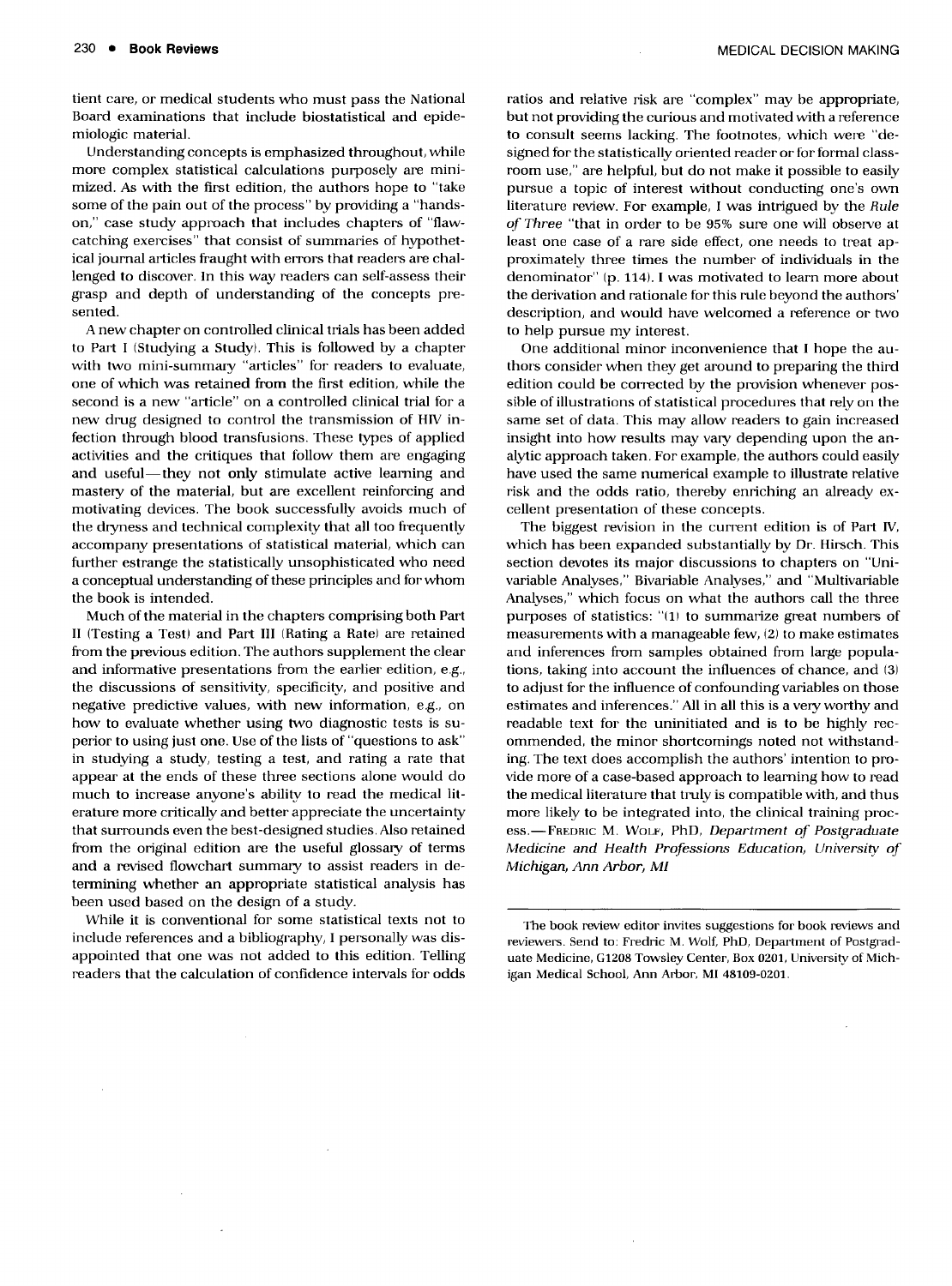tient care, or medical students who must pass the National Board examinations that include biostatistical and epidemiologic material.

Understanding concepts is emphasized throughout, while more complex statistical calculations purposely are minimized. As with the first edition, the authors hope to "take some of the pain out of the process" by providing a "hands-on," case study approach that includes chapters of "flaw-catching exercises" that consist of summaries of hypothetical journal articles fraught with errors that readers are challenged to discover. In this way readers can self-assess their grasp and depth of understanding of the concepts presented.

A new chapter on controlled clinical trials has been added to Part I (Studying a Study). This is followed by a chapter with two mini-summary "articles" for readers to evaluate, one of which was retained from the first edition, while the second is a new "article" on a controlled clinical trial for a new drug designed to control the transmission of HIV infection through blood transfusions. These types of applied activities and the critiques that follow them are engaging and useful—they not only stimulate active learning and mastery of the material, but are excellent reinforcing and motivating devices. The book successfully avoids much of the dryness and technical complexity that all too frequently accompany presentations of statistical material, which can further estrange the statistically unsophisticated who need a conceptual understanding of these principles and for whom the book is intended.

Much of the material in the chapters comprising both Part II (Testing a Test) and Part III (Rating a Rate) are retained from the previous edition. The authors supplement the clear and informative presentations from the earlier edition, e.g., the discussions of sensitivity, specificity, and positive and negative predictive values, with new information, e.g., on how to evaluate whether using two diagnostic tests is superior to using just one. Use of the lists of "questions to ask" in studying a study, testing a test, and rating a rate that appear at the ends of these three sections alone would do much to increase anyone's ability to read the medical literature more critically and better appreciate the uncertainty that surrounds even the best-designed studies. Also retained from the original edition are the useful glossary of terms and a revised flowchart summary to assist readers in determining whether an appropriate statistical analysis has been used based on the design of a study.

While it is conventional for some statistical texts not to include references and a bibliography, I personally was disappointed that one was not added to this edition. Telling readers that the calculation of confidence intervals for odds ratios and relative risk are "complex" may be appropriate, but not providing the curious and motivated with a reference to consult seems lacking. The footnotes, which were "designed for the statistically oriented reader or for formal classroom use," are helpful, but do not make it possible to easily pursue a topic of interest without conducting one's own literature review. For example, I was intrigued by the *Rule of Three* "that in order to be 95% sure one will observe at least one case of a rare side effect, one needs to treat approximately three times the number of individuals in the denominator" (p. 114). I was motivated to learn more about the derivation and rationale for this rule beyond the authors' description, and would have welcomed a reference or two to help pursue my interest.

One additional minor inconvenience that I hope the authors consider when they get around to preparing the third edition could be corrected by the provision whenever possible of illustrations of statistical procedures that rely on the same set of data. This may allow readers to gain increased insight into how results may vary depending upon the analytic approach taken. For example, the authors could easily have used the same numerical example to illustrate relative risk and the odds ratio, thereby enriching an already excellent presentation of these concepts.

The biggest revision in the current edition is of Part IV, which has been expanded substantially by Dr. Hirsch. This section devotes its major discussions to chapters on "Univariable Analyses," Bivariable Analyses," and "Multivariable Analyses," which focus on what the authors call the three purposes of statistics: "(1) to summarize great numbers of measurements with a manageable few, (2) to make estimates and inferences from samples obtained from large populations, taking into account the influences of chance, and (3) to adjust for the influence of confounding variables on those estimates and inferences." All in all this is a very worthy and readable text for the uninitiated and is to be highly recommended, the minor shortcomings noted not withstanding. The text does accomplish the authors' intention to provide more of a case-based approach to learning how to read the medical literature that truly is compatible with, and thus more likely to be integrated into, the clinical training process.—FREDRIC M. WOLF, PhD, *Department of Postgraduate Medicine and Health Professions Education, University of Michigan, Ann Arbor, MI*

---

The book review editor invites suggestions for book reviews and reviewers. Send to: Fredric M. Wolf, PhD, Department of Postgraduate Medicine, G1208 Towsley Center, Box 0201, University of Michigan Medical School, Ann Arbor, MI 48109-0201.